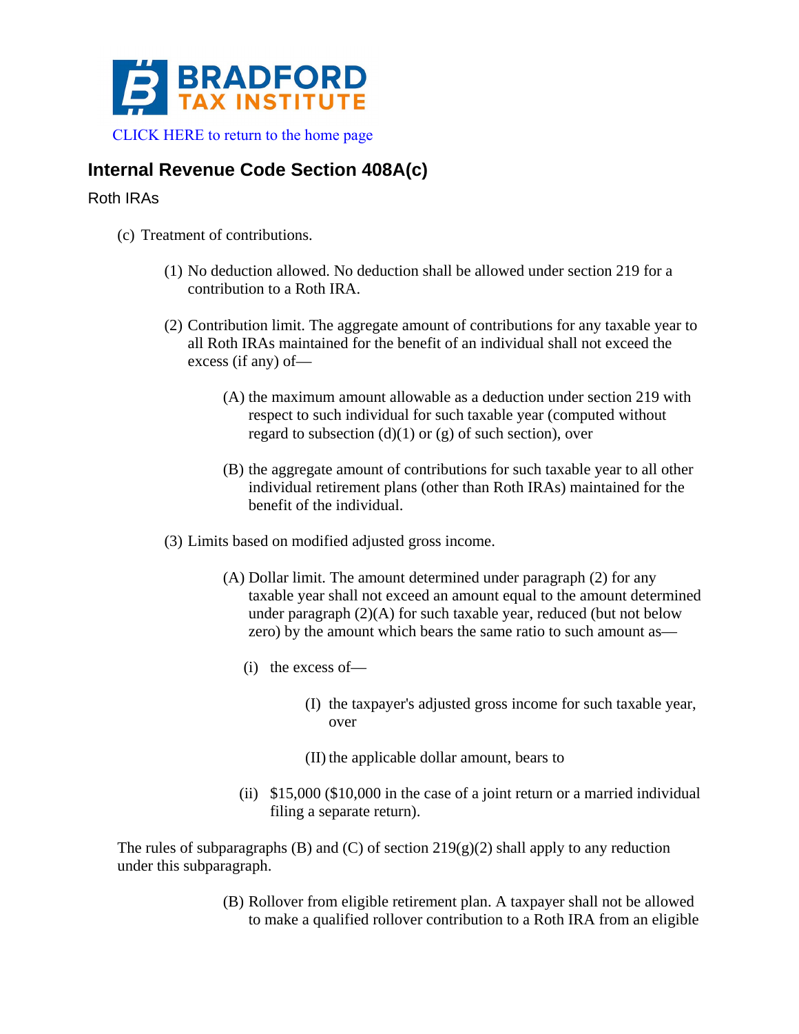**BRADFORD TAX INSTITUTE**

CLICK HERE to return to the home page

## Internal Revenue Code Section 408A(c)

Roth IRAs

(c) Treatment of contributions.

(1) No deduction allowed. No deduction shall be allowed under section 219 for a contribution to a Roth IRA.

(2) Contribution limit. The aggregate amount of contributions for any taxable year to all Roth IRAs maintained for the benefit of an individual shall not exceed the excess (if any) of—

(A) the maximum amount allowable as a deduction under section 219 with respect to such individual for such taxable year (computed without regard to subsection (d)(1) or (g) of such section), over

(B) the aggregate amount of contributions for such taxable year to all other individual retirement plans (other than Roth IRAs) maintained for the benefit of the individual.

(3) Limits based on modified adjusted gross income.

(A) Dollar limit. The amount determined under paragraph (2) for any taxable year shall not exceed an amount equal to the amount determined under paragraph (2)(A) for such taxable year, reduced (but not below zero) by the amount which bears the same ratio to such amount as—

(i) the excess of—

(I) the taxpayer's adjusted gross income for such taxable year, over

(II) the applicable dollar amount, bears to

(ii) $15,000 ($10,000 in the case of a joint return or a married individual filing a separate return).

The rules of subparagraphs (B) and (C) of section 219(g)(2) shall apply to any reduction under this subparagraph.

(B) Rollover from eligible retirement plan. A taxpayer shall not be allowed to make a qualified rollover contribution to a Roth IRA from an eligible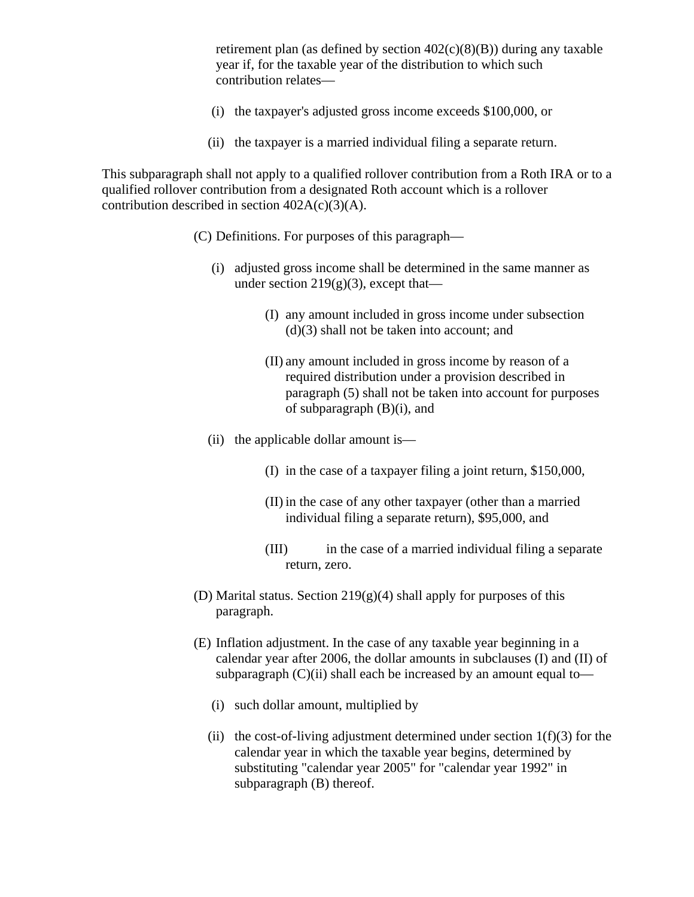retirement plan (as defined by section 402(c)(8)(B)) during any taxable year if, for the taxable year of the distribution to which such contribution relates—

(i) the taxpayer's adjusted gross income exceeds $100,000, or

(ii) the taxpayer is a married individual filing a separate return.

This subparagraph shall not apply to a qualified rollover contribution from a Roth IRA or to a qualified rollover contribution from a designated Roth account which is a rollover contribution described in section 402A(c)(3)(A).

(C) Definitions. For purposes of this paragraph—

(i) adjusted gross income shall be determined in the same manner as under section 219(g)(3), except that—

(I) any amount included in gross income under subsection (d)(3) shall not be taken into account; and

(II) any amount included in gross income by reason of a required distribution under a provision described in paragraph (5) shall not be taken into account for purposes of subparagraph (B)(i), and

(ii) the applicable dollar amount is—

(I) in the case of a taxpayer filing a joint return, $150,000,

(II) in the case of any other taxpayer (other than a married individual filing a separate return), $95,000, and

(III) in the case of a married individual filing a separate return, zero.

(D) Marital status. Section 219(g)(4) shall apply for purposes of this paragraph.

(E) Inflation adjustment. In the case of any taxable year beginning in a calendar year after 2006, the dollar amounts in subclauses (I) and (II) of subparagraph (C)(ii) shall each be increased by an amount equal to—

(i) such dollar amount, multiplied by

(ii) the cost-of-living adjustment determined under section 1(f)(3) for the calendar year in which the taxable year begins, determined by substituting "calendar year 2005" for "calendar year 1992" in subparagraph (B) thereof.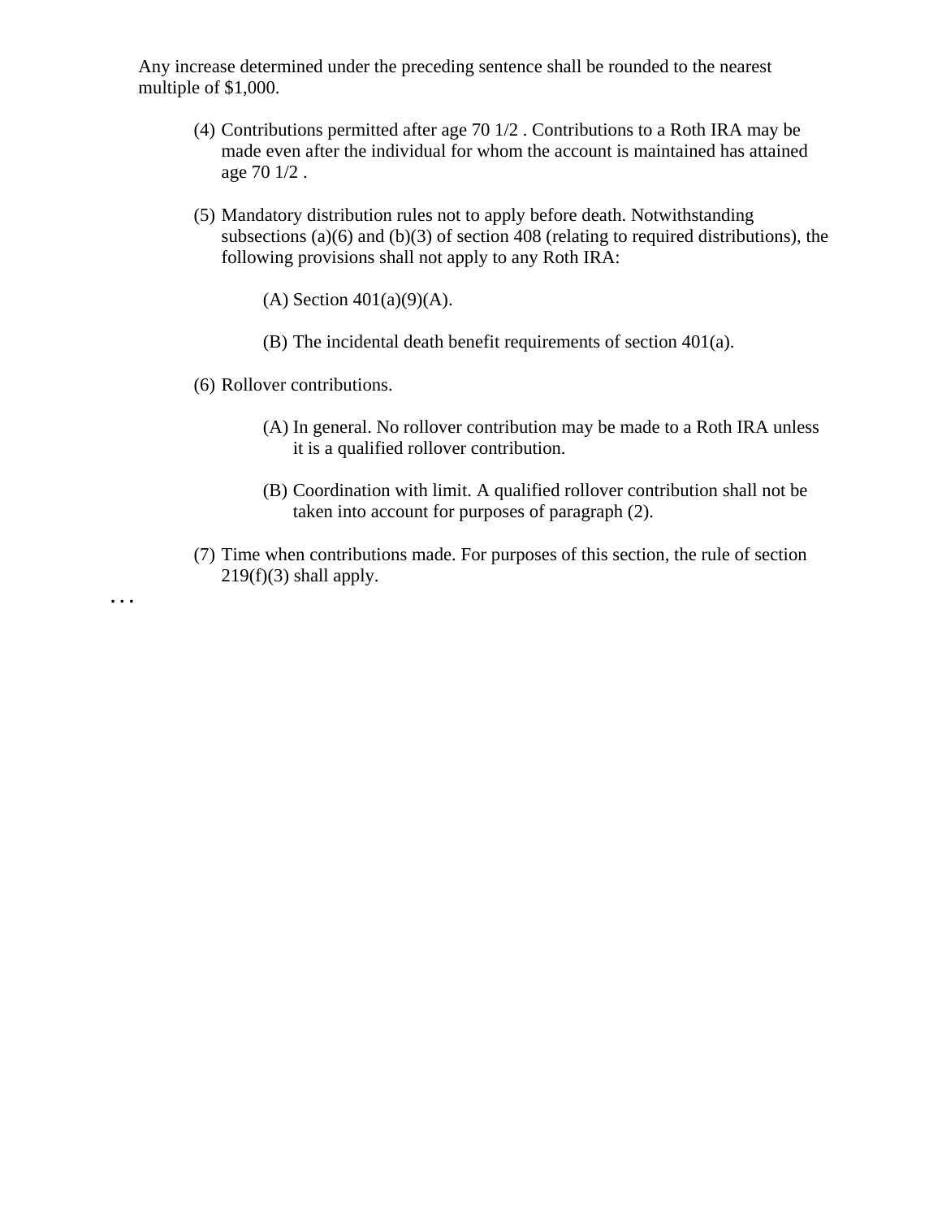Any increase determined under the preceding sentence shall be rounded to the nearest multiple of $1,000.

(4) Contributions permitted after age 70 1/2 . Contributions to a Roth IRA may be made even after the individual for whom the account is maintained has attained age 70 1/2 .

(5) Mandatory distribution rules not to apply before death. Notwithstanding subsections (a)(6) and (b)(3) of section 408 (relating to required distributions), the following provisions shall not apply to any Roth IRA:

(A) Section 401(a)(9)(A).

(B) The incidental death benefit requirements of section 401(a).

(6) Rollover contributions.

(A) In general. No rollover contribution may be made to a Roth IRA unless it is a qualified rollover contribution.

(B) Coordination with limit. A qualified rollover contribution shall not be taken into account for purposes of paragraph (2).

(7) Time when contributions made. For purposes of this section, the rule of section 219(f)(3) shall apply.

. . .